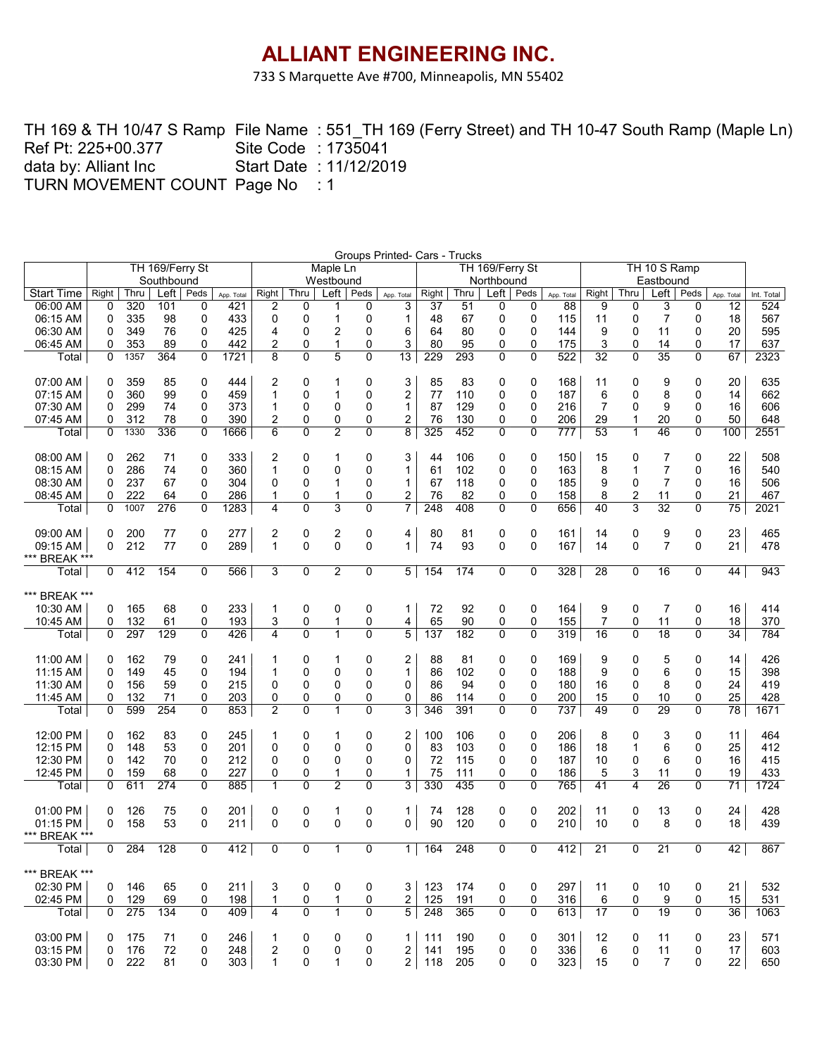# ALLIANT ENGINEERING INC.

733 S Marquette Ave #700, Minneapolis, MN 55402

TH 169 & TH 10/47 S Ramp
Ref Pt: 225+00.377
data by: Alliant Inc
TURN MOVEMENT COUNT

File Name : 551_TH 169 (Ferry Street) and TH 10-47 South Ramp (Maple Ln)
Site Code : 1735041
Start Date : 11/12/2019
Page No : 1

Groups Printed- Cars - Trucks

| | TH 169/Ferry St Southbound | | | | | Maple Ln Westbound | | | | | TH 169/Ferry St Northbound | | | | | TH 10 S Ramp Eastbound | | | | | |
|---|---|---|---|---|---|---|---|---|---|---|---|---|---|---|---|---|---|---|---|---|---|
| Start Time | Right | Thru | Left | Peds | App. Total | Right | Thru | Left | Peds | App. Total | Right | Thru | Left | Peds | App. Total | Right | Thru | Left | Peds | App. Total | Int. Total |
| 06:00 AM | 0 | 320 | 101 | 0 | 421 | 2 | 0 | 1 | 0 | 3 | 37 | 51 | 0 | 0 | 88 | 9 | 0 | 3 | 0 | 12 | 524 |
| 06:15 AM | 0 | 335 | 98 | 0 | 433 | 0 | 0 | 1 | 0 | 1 | 48 | 67 | 0 | 0 | 115 | 11 | 0 | 7 | 0 | 18 | 567 |
| 06:30 AM | 0 | 349 | 76 | 0 | 425 | 4 | 0 | 2 | 0 | 6 | 64 | 80 | 0 | 0 | 144 | 9 | 0 | 11 | 0 | 20 | 595 |
| 06:45 AM | 0 | 353 | 89 | 0 | 442 | 2 | 0 | 1 | 0 | 3 | 80 | 95 | 0 | 0 | 175 | 3 | 0 | 14 | 0 | 17 | 637 |
| Total | 0 | 1357 | 364 | 0 | 1721 | 8 | 0 | 5 | 0 | 13 | 229 | 293 | 0 | 0 | 522 | 32 | 0 | 35 | 0 | 67 | 2323 |
| | | | | | | | | | | | | | | | | | | | | | |
| 07:00 AM | 0 | 359 | 85 | 0 | 444 | 2 | 0 | 1 | 0 | 3 | 85 | 83 | 0 | 0 | 168 | 11 | 0 | 9 | 0 | 20 | 635 |
| 07:15 AM | 0 | 360 | 99 | 0 | 459 | 1 | 0 | 1 | 0 | 2 | 77 | 110 | 0 | 0 | 187 | 6 | 0 | 8 | 0 | 14 | 662 |
| 07:30 AM | 0 | 299 | 74 | 0 | 373 | 1 | 0 | 0 | 0 | 1 | 87 | 129 | 0 | 0 | 216 | 7 | 0 | 9 | 0 | 16 | 606 |
| 07:45 AM | 0 | 312 | 78 | 0 | 390 | 2 | 0 | 0 | 0 | 2 | 76 | 130 | 0 | 0 | 206 | 29 | 1 | 20 | 0 | 50 | 648 |
| Total | 0 | 1330 | 336 | 0 | 1666 | 6 | 0 | 2 | 0 | 8 | 325 | 452 | 0 | 0 | 777 | 53 | 1 | 46 | 0 | 100 | 2551 |
| | | | | | | | | | | | | | | | | | | | | | |
| 08:00 AM | 0 | 262 | 71 | 0 | 333 | 2 | 0 | 1 | 0 | 3 | 44 | 106 | 0 | 0 | 150 | 15 | 0 | 7 | 0 | 22 | 508 |
| 08:15 AM | 0 | 286 | 74 | 0 | 360 | 1 | 0 | 0 | 0 | 1 | 61 | 102 | 0 | 0 | 163 | 8 | 1 | 7 | 0 | 16 | 540 |
| 08:30 AM | 0 | 237 | 67 | 0 | 304 | 0 | 0 | 1 | 0 | 1 | 67 | 118 | 0 | 0 | 185 | 9 | 0 | 7 | 0 | 16 | 506 |
| 08:45 AM | 0 | 222 | 64 | 0 | 286 | 1 | 0 | 1 | 0 | 2 | 76 | 82 | 0 | 0 | 158 | 8 | 2 | 11 | 0 | 21 | 467 |
| Total | 0 | 1007 | 276 | 0 | 1283 | 4 | 0 | 3 | 0 | 7 | 248 | 408 | 0 | 0 | 656 | 40 | 3 | 32 | 0 | 75 | 2021 |
| | | | | | | | | | | | | | | | | | | | | | |
| 09:00 AM | 0 | 200 | 77 | 0 | 277 | 2 | 0 | 2 | 0 | 4 | 80 | 81 | 0 | 0 | 161 | 14 | 0 | 9 | 0 | 23 | 465 |
| 09:15 AM | 0 | 212 | 77 | 0 | 289 | 1 | 0 | 0 | 0 | 1 | 74 | 93 | 0 | 0 | 167 | 14 | 0 | 7 | 0 | 21 | 478 |
| *** BREAK *** | | | | | | | | | | | | | | | | | | | | | |
| Total | 0 | 412 | 154 | 0 | 566 | 3 | 0 | 2 | 0 | 5 | 154 | 174 | 0 | 0 | 328 | 28 | 0 | 16 | 0 | 44 | 943 |
| | | | | | | | | | | | | | | | | | | | | | |
| *** BREAK *** | | | | | | | | | | | | | | | | | | | | | |
| 10:30 AM | 0 | 165 | 68 | 0 | 233 | 1 | 0 | 0 | 0 | 1 | 72 | 92 | 0 | 0 | 164 | 9 | 0 | 7 | 0 | 16 | 414 |
| 10:45 AM | 0 | 132 | 61 | 0 | 193 | 3 | 0 | 1 | 0 | 4 | 65 | 90 | 0 | 0 | 155 | 7 | 0 | 11 | 0 | 18 | 370 |
| Total | 0 | 297 | 129 | 0 | 426 | 4 | 0 | 1 | 0 | 5 | 137 | 182 | 0 | 0 | 319 | 16 | 0 | 18 | 0 | 34 | 784 |
| | | | | | | | | | | | | | | | | | | | | | |
| 11:00 AM | 0 | 162 | 79 | 0 | 241 | 1 | 0 | 1 | 0 | 2 | 88 | 81 | 0 | 0 | 169 | 9 | 0 | 5 | 0 | 14 | 426 |
| 11:15 AM | 0 | 149 | 45 | 0 | 194 | 1 | 0 | 0 | 0 | 1 | 86 | 102 | 0 | 0 | 188 | 9 | 0 | 6 | 0 | 15 | 398 |
| 11:30 AM | 0 | 156 | 59 | 0 | 215 | 0 | 0 | 0 | 0 | 0 | 86 | 94 | 0 | 0 | 180 | 16 | 0 | 8 | 0 | 24 | 419 |
| 11:45 AM | 0 | 132 | 71 | 0 | 203 | 0 | 0 | 0 | 0 | 0 | 86 | 114 | 0 | 0 | 200 | 15 | 0 | 10 | 0 | 25 | 428 |
| Total | 0 | 599 | 254 | 0 | 853 | 2 | 0 | 1 | 0 | 3 | 346 | 391 | 0 | 0 | 737 | 49 | 0 | 29 | 0 | 78 | 1671 |
| | | | | | | | | | | | | | | | | | | | | | |
| 12:00 PM | 0 | 162 | 83 | 0 | 245 | 1 | 0 | 1 | 0 | 2 | 100 | 106 | 0 | 0 | 206 | 8 | 0 | 3 | 0 | 11 | 464 |
| 12:15 PM | 0 | 148 | 53 | 0 | 201 | 0 | 0 | 0 | 0 | 0 | 83 | 103 | 0 | 0 | 186 | 18 | 1 | 6 | 0 | 25 | 412 |
| 12:30 PM | 0 | 142 | 70 | 0 | 212 | 0 | 0 | 0 | 0 | 0 | 72 | 115 | 0 | 0 | 187 | 10 | 0 | 6 | 0 | 16 | 415 |
| 12:45 PM | 0 | 159 | 68 | 0 | 227 | 0 | 0 | 1 | 0 | 1 | 75 | 111 | 0 | 0 | 186 | 5 | 3 | 11 | 0 | 19 | 433 |
| Total | 0 | 611 | 274 | 0 | 885 | 1 | 0 | 2 | 0 | 3 | 330 | 435 | 0 | 0 | 765 | 41 | 4 | 26 | 0 | 71 | 1724 |
| | | | | | | | | | | | | | | | | | | | | | |
| 01:00 PM | 0 | 126 | 75 | 0 | 201 | 0 | 0 | 1 | 0 | 1 | 74 | 128 | 0 | 0 | 202 | 11 | 0 | 13 | 0 | 24 | 428 |
| 01:15 PM | 0 | 158 | 53 | 0 | 211 | 0 | 0 | 0 | 0 | 0 | 90 | 120 | 0 | 0 | 210 | 10 | 0 | 8 | 0 | 18 | 439 |
| *** BREAK *** | | | | | | | | | | | | | | | | | | | | | |
| Total | 0 | 284 | 128 | 0 | 412 | 0 | 0 | 1 | 0 | 1 | 164 | 248 | 0 | 0 | 412 | 21 | 0 | 21 | 0 | 42 | 867 |
| | | | | | | | | | | | | | | | | | | | | | |
| *** BREAK *** | | | | | | | | | | | | | | | | | | | | | |
| 02:30 PM | 0 | 146 | 65 | 0 | 211 | 3 | 0 | 0 | 0 | 3 | 123 | 174 | 0 | 0 | 297 | 11 | 0 | 10 | 0 | 21 | 532 |
| 02:45 PM | 0 | 129 | 69 | 0 | 198 | 1 | 0 | 1 | 0 | 2 | 125 | 191 | 0 | 0 | 316 | 6 | 0 | 9 | 0 | 15 | 531 |
| Total | 0 | 275 | 134 | 0 | 409 | 4 | 0 | 1 | 0 | 5 | 248 | 365 | 0 | 0 | 613 | 17 | 0 | 19 | 0 | 36 | 1063 |
| | | | | | | | | | | | | | | | | | | | | | |
| 03:00 PM | 0 | 175 | 71 | 0 | 246 | 1 | 0 | 0 | 0 | 1 | 111 | 190 | 0 | 0 | 301 | 12 | 0 | 11 | 0 | 23 | 571 |
| 03:15 PM | 0 | 176 | 72 | 0 | 248 | 2 | 0 | 0 | 0 | 2 | 141 | 195 | 0 | 0 | 336 | 6 | 0 | 11 | 0 | 17 | 603 |
| 03:30 PM | 0 | 222 | 81 | 0 | 303 | 1 | 0 | 1 | 0 | 2 | 118 | 205 | 0 | 0 | 323 | 15 | 0 | 7 | 0 | 22 | 650 |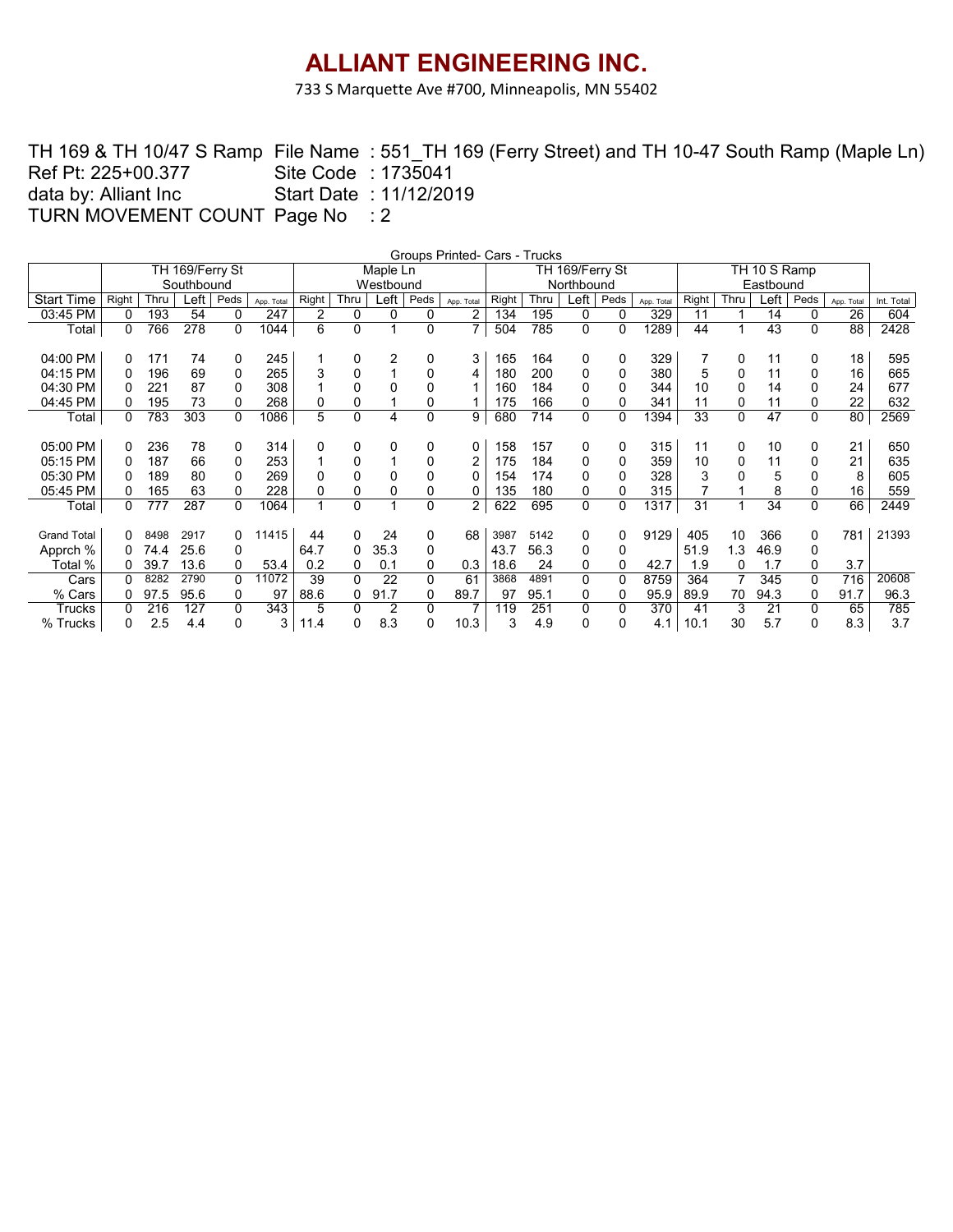# ALLIANT ENGINEERING INC.

733 S Marquette Ave #700, Minneapolis, MN 55402

TH 169 & TH 10/47 S Ramp  File Name : 551_TH 169 (Ferry Street) and TH 10-47 South Ramp (Maple Ln)
Ref Pt: 225+00.377  Site Code : 1735041
data by: Alliant Inc  Start Date : 11/12/2019
TURN MOVEMENT COUNT  Page No : 2

Groups Printed- Cars - Trucks

| | TH 169/Ferry St Southbound | | | | | Maple Ln Westbound | | | | | TH 169/Ferry St Northbound | | | | | TH 10 S Ramp Eastbound | | | | | |
|---|---|---|---|---|---|---|---|---|---|---|---|---|---|---|---|---|---|---|---|---|---|
| Start Time | Right | Thru | Left | Peds | App. Total | Right | Thru | Left | Peds | App. Total | Right | Thru | Left | Peds | App. Total | Right | Thru | Left | Peds | App. Total | Int. Total |
| 03:45 PM | 0 | 193 | 54 | 0 | 247 | 2 | 0 | 0 | 0 | 2 | 134 | 195 | 0 | 0 | 329 | 11 | 1 | 14 | 0 | 26 | 604 |
| Total | 0 | 766 | 278 | 0 | 1044 | 6 | 0 | 1 | 0 | 7 | 504 | 785 | 0 | 0 | 1289 | 44 | 1 | 43 | 0 | 88 | 2428 |
| | | | | | | | | | | | | | | | | | | | | | |
| 04:00 PM | 0 | 171 | 74 | 0 | 245 | 1 | 0 | 2 | 0 | 3 | 165 | 164 | 0 | 0 | 329 | 7 | 0 | 11 | 0 | 18 | 595 |
| 04:15 PM | 0 | 196 | 69 | 0 | 265 | 3 | 0 | 1 | 0 | 4 | 180 | 200 | 0 | 0 | 380 | 5 | 0 | 11 | 0 | 16 | 665 |
| 04:30 PM | 0 | 221 | 87 | 0 | 308 | 1 | 0 | 0 | 0 | 1 | 160 | 184 | 0 | 0 | 344 | 10 | 0 | 14 | 0 | 24 | 677 |
| 04:45 PM | 0 | 195 | 73 | 0 | 268 | 0 | 0 | 1 | 0 | 1 | 175 | 166 | 0 | 0 | 341 | 11 | 0 | 11 | 0 | 22 | 632 |
| Total | 0 | 783 | 303 | 0 | 1086 | 5 | 0 | 4 | 0 | 9 | 680 | 714 | 0 | 0 | 1394 | 33 | 0 | 47 | 0 | 80 | 2569 |
| | | | | | | | | | | | | | | | | | | | | | |
| 05:00 PM | 0 | 236 | 78 | 0 | 314 | 0 | 0 | 0 | 0 | 0 | 158 | 157 | 0 | 0 | 315 | 11 | 0 | 10 | 0 | 21 | 650 |
| 05:15 PM | 0 | 187 | 66 | 0 | 253 | 1 | 0 | 1 | 0 | 2 | 175 | 184 | 0 | 0 | 359 | 10 | 0 | 11 | 0 | 21 | 635 |
| 05:30 PM | 0 | 189 | 80 | 0 | 269 | 0 | 0 | 0 | 0 | 0 | 154 | 174 | 0 | 0 | 328 | 3 | 0 | 5 | 0 | 8 | 605 |
| 05:45 PM | 0 | 165 | 63 | 0 | 228 | 0 | 0 | 0 | 0 | 0 | 135 | 180 | 0 | 0 | 315 | 7 | 1 | 8 | 0 | 16 | 559 |
| Total | 0 | 777 | 287 | 0 | 1064 | 1 | 0 | 1 | 0 | 2 | 622 | 695 | 0 | 0 | 1317 | 31 | 1 | 34 | 0 | 66 | 2449 |
| | | | | | | | | | | | | | | | | | | | | | |
| Grand Total | 0 | 8498 | 2917 | 0 | 11415 | 44 | 0 | 24 | 0 | 68 | 3987 | 5142 | 0 | 0 | 9129 | 405 | 10 | 366 | 0 | 781 | 21393 |
| Apprch % | 0 | 74.4 | 25.6 | 0 | | 64.7 | 0 | 35.3 | 0 | | 43.7 | 56.3 | 0 | 0 | | 51.9 | 1.3 | 46.9 | 0 | | |
| Total % | 0 | 39.7 | 13.6 | 0 | 53.4 | 0.2 | 0 | 0.1 | 0 | 0.3 | 18.6 | 24 | 0 | 0 | 42.7 | 1.9 | 0 | 1.7 | 0 | 3.7 | |
| Cars | 0 | 8282 | 2790 | 0 | 11072 | 39 | 0 | 22 | 0 | 61 | 3868 | 4891 | 0 | 0 | 8759 | 364 | 7 | 345 | 0 | 716 | 20608 |
| % Cars | 0 | 97.5 | 95.6 | 0 | 97 | 88.6 | 0 | 91.7 | 0 | 89.7 | 97 | 95.1 | 0 | 0 | 95.9 | 89.9 | 70 | 94.3 | 0 | 91.7 | 96.3 |
| Trucks | 0 | 216 | 127 | 0 | 343 | 5 | 0 | 2 | 0 | 7 | 119 | 251 | 0 | 0 | 370 | 41 | 3 | 21 | 0 | 65 | 785 |
| % Trucks | 0 | 2.5 | 4.4 | 0 | 3 | 11.4 | 0 | 8.3 | 0 | 10.3 | 3 | 4.9 | 0 | 0 | 4.1 | 10.1 | 30 | 5.7 | 0 | 8.3 | 3.7 |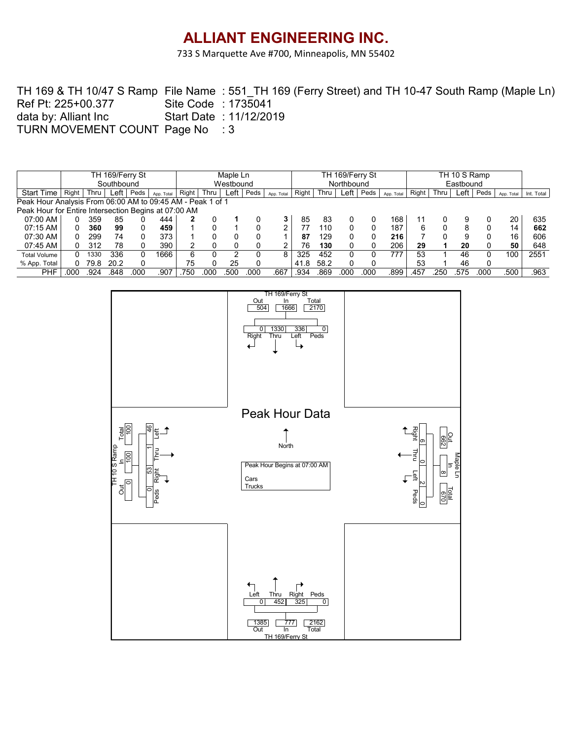# ALLIANT ENGINEERING INC.

733 S Marquette Ave #700, Minneapolis, MN 55402

TH 169 & TH 10/47 S Ramp
Ref Pt: 225+00.377
data by: Alliant Inc
TURN MOVEMENT COUNT

File Name : 551_TH 169 (Ferry Street) and TH 10-47 South Ramp (Maple Ln)
Site Code : 1735041
Start Date : 11/12/2019
Page No : 3

| | TH 169/Ferry St Southbound | | | | | Maple Ln Westbound | | | | | TH 169/Ferry St Northbound | | | | | TH 10 S Ramp Eastbound | | | | | |
|---|---|---|---|---|---|---|---|---|---|---|---|---|---|---|---|---|---|---|---|---|---|
| Start Time | Right | Thru | Left | Peds | App. Total | Right | Thru | Left | Peds | App. Total | Right | Thru | Left | Peds | App. Total | Right | Thru | Left | Peds | App. Total | Int. Total |
| Peak Hour Analysis From 06:00 AM to 09:45 AM - Peak 1 of 1 | | | | | | | | | | | | | | | | | | | | | |
| Peak Hour for Entire Intersection Begins at 07:00 AM | | | | | | | | | | | | | | | | | | | | | |
| 07:00 AM | 0 | 359 | 85 | 0 | 444 | **2** | 0 | **1** | 0 | **3** | 85 | 83 | 0 | 0 | 168 | 11 | 0 | 9 | 0 | 20 | 635 |
| 07:15 AM | 0 | **360** | **99** | 0 | **459** | 1 | 0 | 1 | 0 | 2 | 77 | 110 | 0 | 0 | 187 | 6 | 0 | 8 | 0 | 14 | **662** |
| 07:30 AM | 0 | 299 | 74 | 0 | 373 | 1 | 0 | 0 | 0 | 1 | **87** | 129 | 0 | 0 | **216** | 7 | 0 | 9 | 0 | 16 | 606 |
| 07:45 AM | 0 | 312 | 78 | 0 | 390 | 2 | 0 | 0 | 0 | 2 | 76 | **130** | 0 | 0 | 206 | **29** | **1** | **20** | 0 | **50** | 648 |
| Total Volume | 0 | 1330 | 336 | 0 | 1666 | 6 | 0 | 2 | 0 | 8 | 325 | 452 | 0 | 0 | 777 | 53 | 1 | 46 | 0 | 100 | 2551 |
| % App. Total | 0 | 79.8 | 20.2 | 0 | | 75 | 0 | 25 | 0 | | 41.8 | 58.2 | 0 | 0 | | 53 | 1 | 46 | 0 | | |
| PHF | .000 | .924 | .848 | .000 | .907 | .750 | .000 | .500 | .000 | .667 | .934 | .869 | .000 | .000 | .899 | .457 | .250 | .575 | .000 | .500 | .963 |

## Peak Hour Data

**TH 169/Ferry St (North):** Out 504, In 1666, Total 2170; Right 0, Thru 1330, Left 336, Peds 0

**Maple Ln (East):** Out 662, In 8, Total 670; Right 6, Thru 0, Left 2, Peds 0

**TH 169/Ferry St (South):** Out 1385, In 777, Total 2162; Left 0, Thru 452, Right 325, Peds 0

**TH 10 S Ramp (West):** Out 0, In 100, Total 100; Left 46, Thru 1, Right 53, Peds 0

North

Peak Hour Begins at 07:00 AM

Cars
Trucks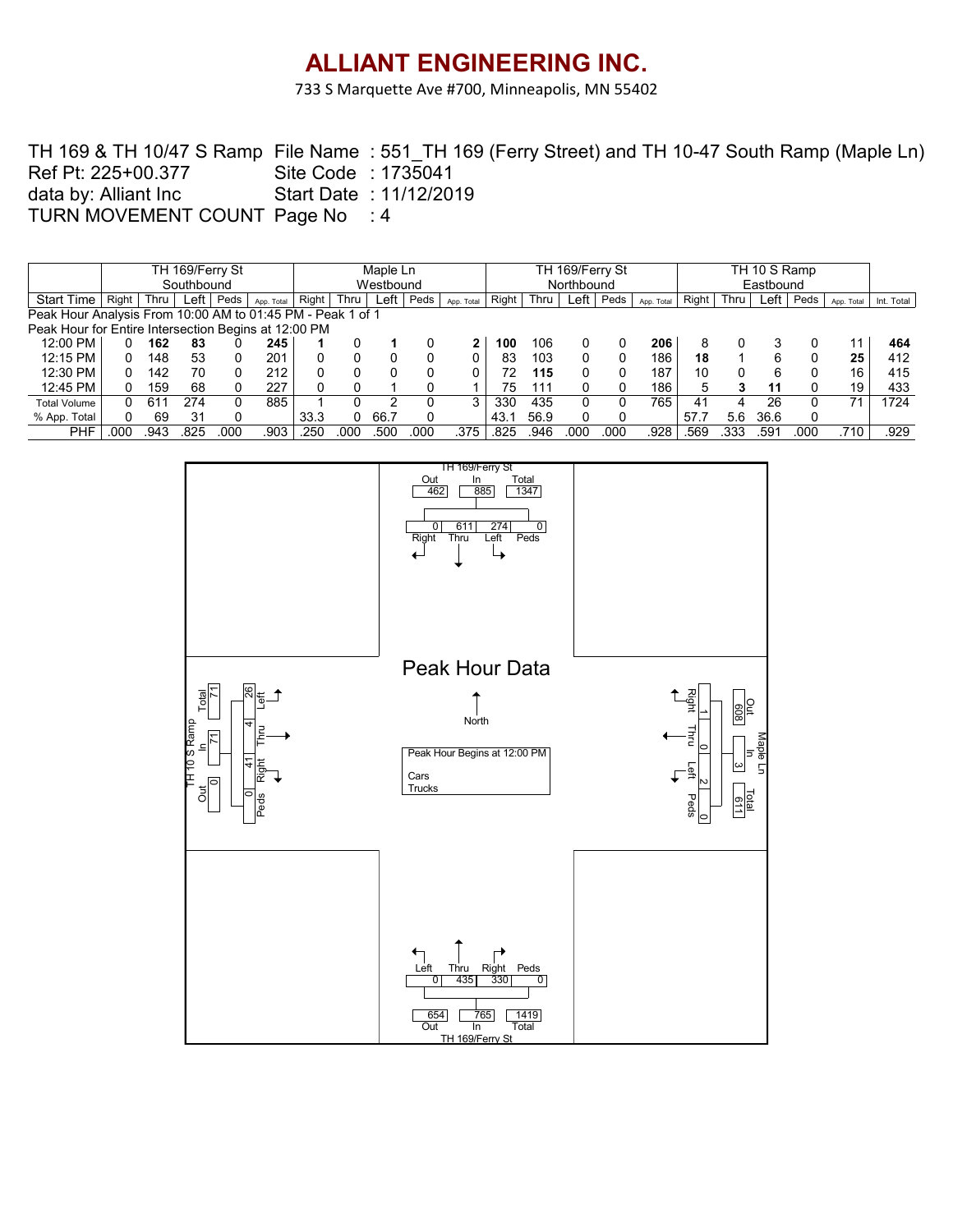# ALLIANT ENGINEERING INC.

733 S Marquette Ave #700, Minneapolis, MN 55402

TH 169 & TH 10/47 S Ramp File Name : 551_TH 169 (Ferry Street) and TH 10-47 South Ramp (Maple Ln)
Ref Pt: 225+00.377 Site Code : 1735041
data by: Alliant Inc Start Date : 11/12/2019
TURN MOVEMENT COUNT Page No : 4

| | TH 169/Ferry St | | | | | Maple Ln | | | | | TH 169/Ferry St | | | | | TH 10 S Ramp | | | | | |
|---|---|---|---|---|---|---|---|---|---|---|---|---|---|---|---|---|---|---|---|---|---|
| | Southbound | | | | | Westbound | | | | | Northbound | | | | | Eastbound | | | | | |
| Start Time | Right | Thru | Left | Peds | App. Total | Right | Thru | Left | Peds | App. Total | Right | Thru | Left | Peds | App. Total | Right | Thru | Left | Peds | App. Total | Int. Total |
| Peak Hour Analysis From 10:00 AM to 01:45 PM - Peak 1 of 1 | | | | | | | | | | | | | | | | | | | | | |
| Peak Hour for Entire Intersection Begins at 12:00 PM | | | | | | | | | | | | | | | | | | | | | |
| 12:00 PM | 0 | **162** | **83** | 0 | **245** | **1** | 0 | **1** | 0 | **2** | **100** | 106 | 0 | 0 | **206** | 8 | 0 | 3 | 0 | 11 | **464** |
| 12:15 PM | 0 | 148 | 53 | 0 | 201 | 0 | 0 | 0 | 0 | 0 | 83 | 103 | 0 | 0 | 186 | **18** | 1 | 6 | 0 | **25** | 412 |
| 12:30 PM | 0 | 142 | 70 | 0 | 212 | 0 | 0 | 0 | 0 | 0 | 72 | **115** | 0 | 0 | 187 | 10 | 0 | 6 | 0 | 16 | 415 |
| 12:45 PM | 0 | 159 | 68 | 0 | 227 | 0 | 0 | 1 | 0 | 1 | 75 | 111 | 0 | 0 | 186 | 5 | **3** | **11** | 0 | 19 | 433 |
| Total Volume | 0 | 611 | 274 | 0 | 885 | 1 | 0 | 2 | 0 | 3 | 330 | 435 | 0 | 0 | 765 | 41 | 4 | 26 | 0 | 71 | 1724 |
| % App. Total | 0 | 69 | 31 | 0 | | 33.3 | 0 | 66.7 | 0 | | 43.1 | 56.9 | 0 | 0 | | 57.7 | 5.6 | 36.6 | 0 | | |
| PHF | .000 | .943 | .825 | .000 | .903 | .250 | .000 | .500 | .000 | .375 | .825 | .946 | .000 | .000 | .928 | .569 | .333 | .591 | .000 | .710 | .929 |

## Peak Hour Data

Peak Hour Begins at 12:00 PM

Cars
Trucks

North

**TH 169/Ferry St (North leg)**: Out 462, In 885, Total 1347 — Right 0, Thru 611, Left 274, Peds 0

**Maple Ln (East leg)**: Out 608, In 3, Total 611 — Right 1, Thru 0, Left 2, Peds 0

**TH 169/Ferry St (South leg)**: Out 654, In 765, Total 1419 — Left 0, Thru 435, Right 330, Peds 0

**TH 10 S Ramp (West leg)**: Out 0, In 71, Total 71 — Left 26, Thru 4, Right 41, Peds 0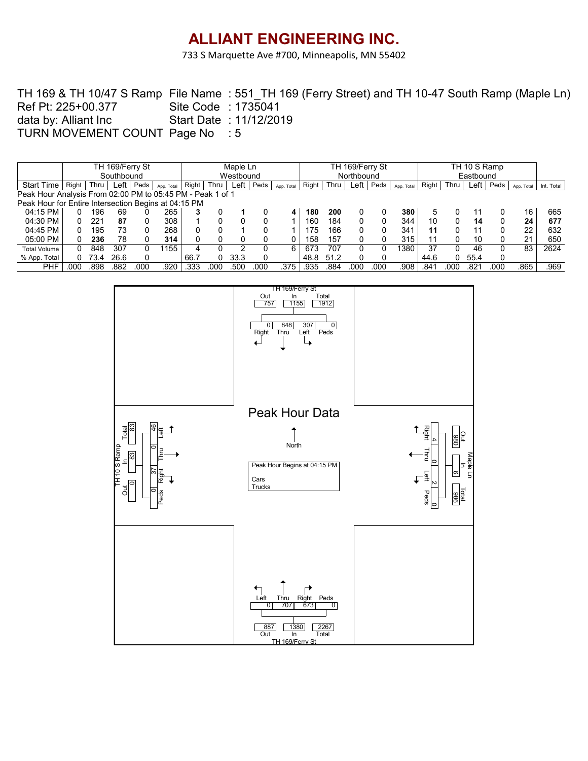# ALLIANT ENGINEERING INC.

733 S Marquette Ave #700, Minneapolis, MN 55402

TH 169 & TH 10/47 S Ramp File Name : 551_TH 169 (Ferry Street) and TH 10-47 South Ramp (Maple Ln)
Ref Pt: 225+00.377 Site Code : 1735041
data by: Alliant Inc Start Date : 11/12/2019
TURN MOVEMENT COUNT Page No : 5

| | TH 169/Ferry St Southbound | | | | | Maple Ln Westbound | | | | | TH 169/Ferry St Northbound | | | | | TH 10 S Ramp Eastbound | | | | | |
|---|---|---|---|---|---|---|---|---|---|---|---|---|---|---|---|---|---|---|---|---|---|
| Start Time | Right | Thru | Left | Peds | App. Total | Right | Thru | Left | Peds | App. Total | Right | Thru | Left | Peds | App. Total | Right | Thru | Left | Peds | App. Total | Int. Total |
| Peak Hour Analysis From 02:00 PM to 05:45 PM - Peak 1 of 1 | | | | | | | | | | | | | | | | | | | | | |
| Peak Hour for Entire Intersection Begins at 04:15 PM | | | | | | | | | | | | | | | | | | | | | |
| 04:15 PM | 0 | 196 | 69 | 0 | 265 | **3** | 0 | **1** | 0 | **4** | **180** | **200** | 0 | 0 | **380** | 5 | 0 | 11 | 0 | 16 | 665 |
| 04:30 PM | 0 | 221 | **87** | 0 | 308 | 1 | 0 | 0 | 0 | 1 | 160 | 184 | 0 | 0 | 344 | 10 | 0 | **14** | 0 | **24** | **677** |
| 04:45 PM | 0 | 195 | 73 | 0 | 268 | 0 | 0 | 1 | 0 | 1 | 175 | 166 | 0 | 0 | 341 | **11** | 0 | 11 | 0 | 22 | 632 |
| 05:00 PM | 0 | **236** | 78 | 0 | **314** | 0 | 0 | 0 | 0 | 0 | 158 | 157 | 0 | 0 | 315 | 11 | 0 | 10 | 0 | 21 | 650 |
| Total Volume | 0 | 848 | 307 | 0 | 1155 | 4 | 0 | 2 | 0 | 6 | 673 | 707 | 0 | 0 | 1380 | 37 | 0 | 46 | 0 | 83 | 2624 |
| % App. Total | 0 | 73.4 | 26.6 | 0 | | 66.7 | 0 | 33.3 | 0 | | 48.8 | 51.2 | 0 | 0 | | 44.6 | 0 | 55.4 | 0 | | |
| PHF | .000 | .898 | .882 | .000 | .920 | .333 | .000 | .500 | .000 | .375 | .935 | .884 | .000 | .000 | .908 | .841 | .000 | .821 | .000 | .865 | .969 |

Peak Hour Data

TH 169/Ferry St
Out 757 In 1155 Total 1912
Right 0 Thru 848 Left 307 Peds 0

Maple Ln
Out 980 In 6 Total 986
Right 4 Thru 0 Left 2 Peds 0

TH 169/Ferry St
Left 0 Thru 707 Right 673 Peds 0
Out 887 In 1380 Total 2267

TH 10 S Ramp
Total 83 In 83 Out 0
Left 46 Thru 0 Right 37 Peds 0

North

Peak Hour Begins at 04:15 PM

Cars
Trucks